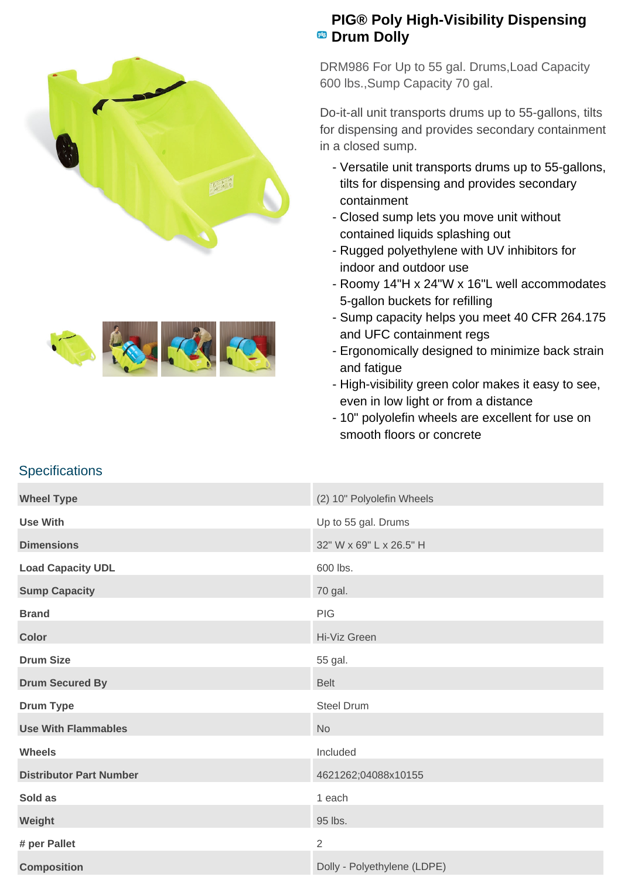# PIG® Poly High-Visibility Dispensing Drum Dolly

DRM986 For Up to 55 gal. Drums,Load Capacity 600 lbs.,Sump Capacity 70 gal.

Do-it-all unit transports drums up to 55-gallons, tilts for dispensing and provides secondary containment in a closed sump.

- Versatile unit transports drums up to 55-gallons, tilts for dispensing and provides secondary containment
- Closed sump lets you move unit without contained liquids splashing out
- Rugged polyethylene with UV inhibitors for indoor and outdoor use
- Roomy 14"H x 24"W x 16"L well accommodates 5-gallon buckets for refilling
- Sump capacity helps you meet 40 CFR 264.175 and UFC containment regs
- Ergonomically designed to minimize back strain and fatigue
- High-visibility green color makes it easy to see, even in low light or from a distance
- 10" polyolefin wheels are excellent for use on smooth floors or concrete

## Specifications

| | |
|---|---|
| **Wheel Type** | (2) 10" Polyolefin Wheels |
| **Use With** | Up to 55 gal. Drums |
| **Dimensions** | 32" W x 69" L x 26.5" H |
| **Load Capacity UDL** | 600 lbs. |
| **Sump Capacity** | 70 gal. |
| **Brand** | PIG |
| **Color** | Hi-Viz Green |
| **Drum Size** | 55 gal. |
| **Drum Secured By** | Belt |
| **Drum Type** | Steel Drum |
| **Use With Flammables** | No |
| **Wheels** | Included |
| **Distributor Part Number** | 4621262;04088x10155 |
| **Sold as** | 1 each |
| **Weight** | 95 lbs. |
| **# per Pallet** | 2 |
| **Composition** | Dolly - Polyethylene (LDPE) |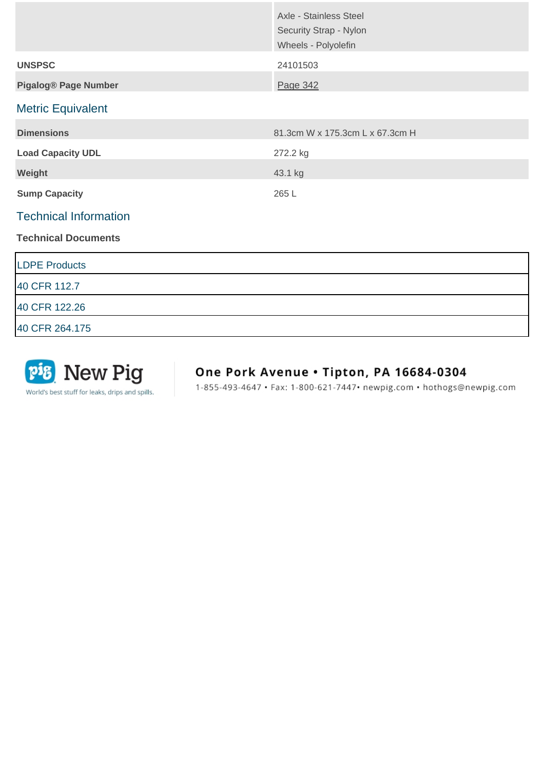| | |
|---|---|
| | Axle - Stainless Steel<br>Security Strap - Nylon<br>Wheels - Polyolefin |
| **UNSPSC** | 24101503 |
| **Pigalog® Page Number** | Page 342 |

## Metric Equivalent

| | |
|---|---|
| **Dimensions** | 81.3cm W x 175.3cm L x 67.3cm H |
| **Load Capacity UDL** | 272.2 kg |
| **Weight** | 43.1 kg |
| **Sump Capacity** | 265 L |

## Technical Information

**Technical Documents**

| |
|---|
| LDPE Products |
| 40 CFR 112.7 |
| 40 CFR 122.26 |
| 40 CFR 264.175 |

New Pig
World's best stuff for leaks, drips and spills.

**One Pork Avenue • Tipton, PA 16684-0304**
1-855-493-4647 • Fax: 1-800-621-7447• newpig.com • hothogs@newpig.com